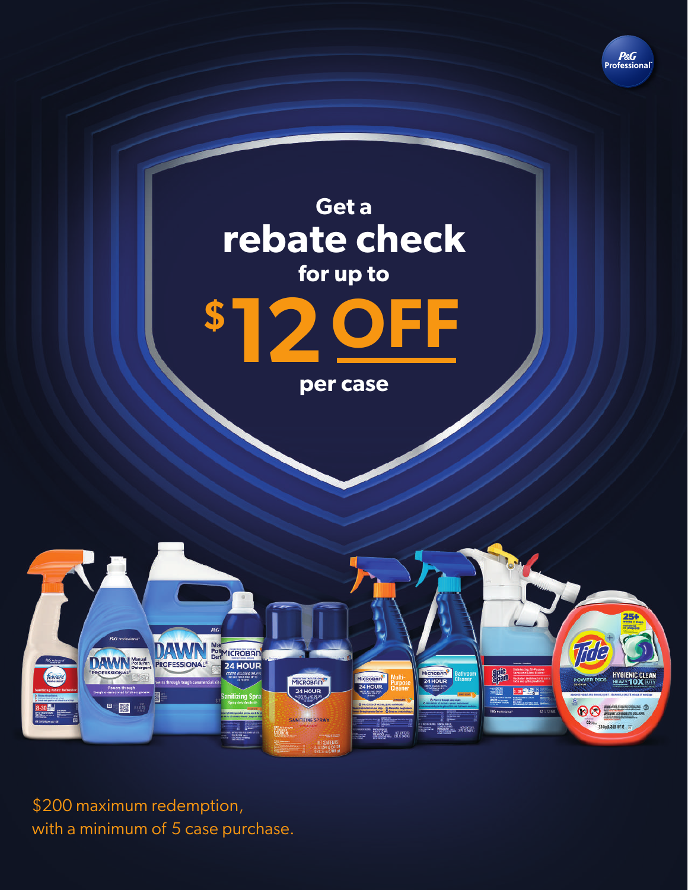# Get a rebate check for up to $12 OFF per case

$200 maximum redemption, with a minimum of 5 case purchase.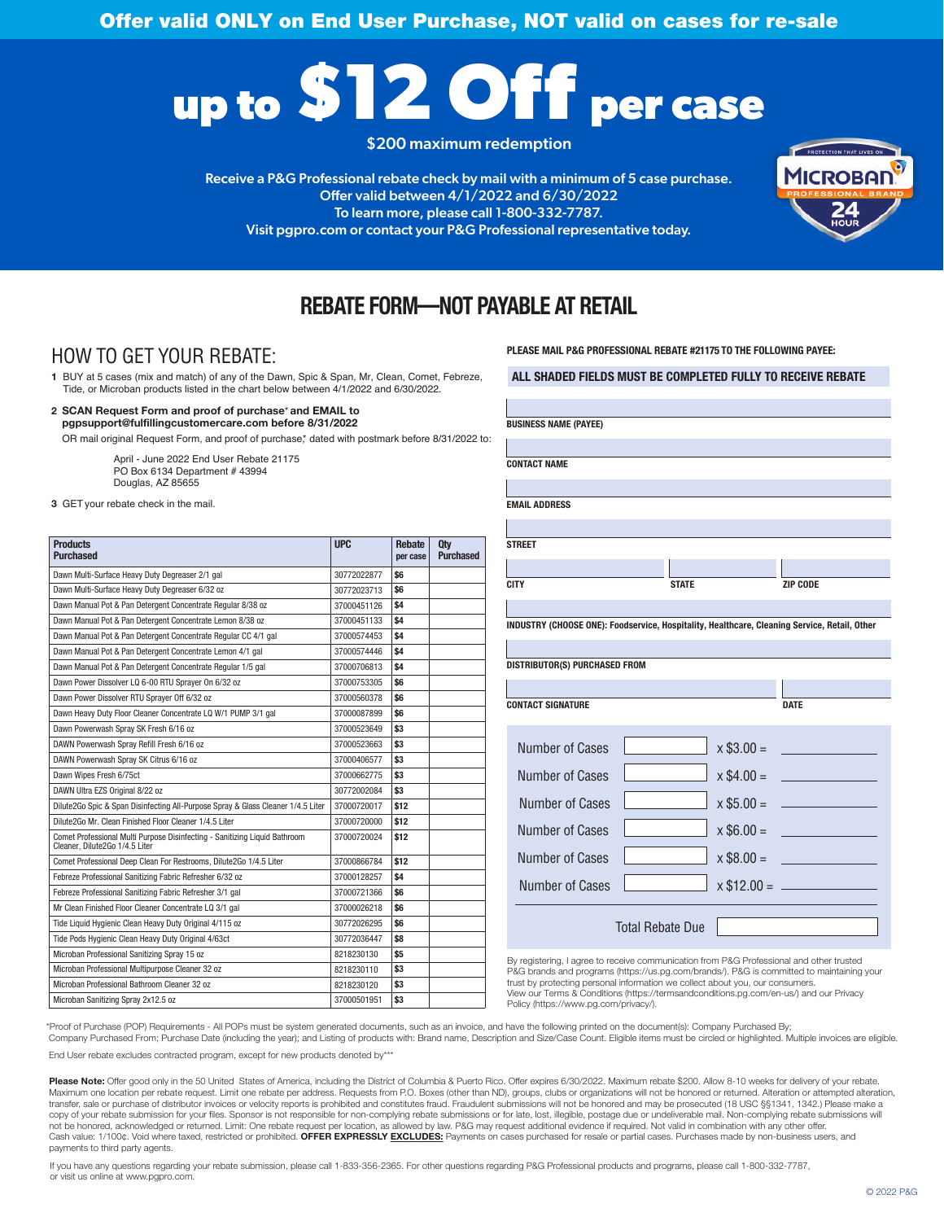**Offer valid ONLY on End User Purchase, NOT valid on cases for re-sale**

# up to $12 Off per case

**$200 maximum redemption**

**Receive a P&G Professional rebate check by mail with a minimum of 5 case purchase.**
**Offer valid between 4/1/2022 and 6/30/2022**
**To learn more, please call 1-800-332-7787.**
**Visit pgpro.com or contact your P&G Professional representative today.**

PROTECTION THAT LIVES ON
MICROBAN
PROFESSIONAL BRAND
24 HOUR

## REBATE FORM—NOT PAYABLE AT RETAIL

## HOW TO GET YOUR REBATE:

1. BUY at 5 cases (mix and match) of any of the Dawn, Spic & Span, Mr, Clean, Comet, Febreze, Tide, or Microban products listed in the chart below between 4/1/2022 and 6/30/2022.
2. **SCAN Request Form and proof of purchase* and EMAIL to pgpsupport@fulfillingcustomercare.com before 8/31/2022**
   OR mail original Request Form, and proof of purchase,* dated with postmark before 8/31/2022 to:

   April - June 2022 End User Rebate 21175
   PO Box 6134 Department # 43994
   Douglas, AZ 85655

3. GET your rebate check in the mail.

| Products Purchased | UPC | Rebate per case | Qty Purchased |
| --- | --- | --- | --- |
| Dawn Multi-Surface Heavy Duty Degreaser 2/1 gal | 30772022877 | $6 | |
| Dawn Multi-Surface Heavy Duty Degreaser 6/32 oz | 30772023713 | $6 | |
| Dawn Manual Pot & Pan Detergent Concentrate Regular 8/38 oz | 37000451126 | $4 | |
| Dawn Manual Pot & Pan Detergent Concentrate Lemon 8/38 oz | 37000451133 | $4 | |
| Dawn Manual Pot & Pan Detergent Concentrate Regular CC 4/1 gal | 37000574453 | $4 | |
| Dawn Manual Pot & Pan Detergent Concentrate Lemon 4/1 gal | 37000574446 | $4 | |
| Dawn Manual Pot & Pan Detergent Concentrate Regular 1/5 gal | 37000706813 | $4 | |
| Dawn Power Dissolver LQ 6-00 RTU Sprayer On 6/32 oz | 37000753305 | $6 | |
| Dawn Power Dissolver RTU Sprayer Off 6/32 oz | 37000560378 | $6 | |
| Dawn Heavy Duty Floor Cleaner Concentrate LQ W/1 PUMP 3/1 gal | 37000087899 | $6 | |
| Dawn Powerwash Spray SK Fresh 6/16 oz | 37000523649 | $3 | |
| DAWN Powerwash Spray Refill Fresh 6/16 oz | 37000523663 | $3 | |
| DAWN Powerwash Spray SK Citrus 6/16 oz | 37000406577 | $3 | |
| Dawn Wipes Fresh 6/75ct | 37000662775 | $3 | |
| DAWN Ultra EZS Original 8/22 oz | 30772002084 | $3 | |
| Dilute2Go Spic & Span Disinfecting All-Purpose Spray & Glass Cleaner 1/4.5 Liter | 37000720017 | $12 | |
| Dilute2Go Mr. Clean Finished Floor Cleaner 1/4.5 Liter | 37000720000 | $12 | |
| Comet Professional Multi Purpose Disinfecting - Sanitizing Liquid Bathroom Cleaner, Dilute2Go 1/4.5 Liter | 37000720024 | $12 | |
| Comet Professional Deep Clean For Restrooms, Dilute2Go 1/4.5 Liter | 37000866784 | $12 | |
| Febreze Professional Sanitizing Fabric Refresher 6/32 oz | 37000128257 | $4 | |
| Febreze Professional Sanitizing Fabric Refresher 3/1 gal | 37000721366 | $6 | |
| Mr Clean Finished Floor Cleaner Concentrate LQ 3/1 gal | 37000026218 | $6 | |
| Tide Liquid Hygienic Clean Heavy Duty Original 4/115 oz | 30772026295 | $6 | |
| Tide Pods Hygienic Clean Heavy Duty Original 4/63ct | 30772036447 | $8 | |
| Microban Professional Sanitizing Spray 15 oz | 8218230130 | $5 | |
| Microban Professional Multipurpose Cleaner 32 oz | 8218230110 | $3 | |
| Microban Professional Bathroom Cleaner 32 oz | 8218230120 | $3 | |
| Microban Sanitizing Spray 2x12.5 oz | 37000501951 | $3 | |

**PLEASE MAIL P&G PROFESSIONAL REBATE #21175 TO THE FOLLOWING PAYEE:**

**ALL SHADED FIELDS MUST BE COMPLETED FULLY TO RECEIVE REBATE**

BUSINESS NAME (PAYEE)

CONTACT NAME

EMAIL ADDRESS

STREET

CITY | STATE | ZIP CODE

INDUSTRY (CHOOSE ONE): Foodservice, Hospitality, Healthcare, Cleaning Service, Retail, Other

DISTRIBUTOR(S) PURCHASED FROM

CONTACT SIGNATURE | DATE

Number of Cases ______ x $3.00 = ______

Number of Cases ______ x $4.00 = ______

Number of Cases ______ x $5.00 = ______

Number of Cases ______ x $6.00 = ______

Number of Cases ______ x $8.00 = ______

Number of Cases ______ x $12.00 = ______

Total Rebate Due ______

By registering, I agree to receive communication from P&G Professional and other trusted P&G brands and programs (https://us.pg.com/brands/). P&G is committed to maintaining your trust by protecting personal information we collect about you, our consumers. View our Terms & Conditions (https://termsandconditions.pg.com/en-us/) and our Privacy Policy (https://www.pg.com/privacy/).

*Proof of Purchase (POP) Requirements - All POPs must be system generated documents, such as an invoice, and have the following printed on the document(s): Company Purchased By; Company Purchased From; Purchase Date (including the year); and Listing of products with: Brand name, Description and Size/Case Count. Eligible items must be circled or highlighted. Multiple invoices are eligible.

End User rebate excludes contracted program, except for new products denoted by***

**Please Note:** Offer good only in the 50 United States of America, including the District of Columbia & Puerto Rico. Offer expires 6/30/2022. Maximum rebate $200. Allow 8-10 weeks for delivery of your rebate. Maximum one location per rebate request. Limit one rebate per address. Requests from P.O. Boxes (other than ND), groups, clubs or organizations will not be honored or returned. Alteration or attempted alteration, transfer, sale or purchase of distributor invoices or velocity reports is prohibited and constitutes fraud. Fraudulent submissions will not be honored and may be prosecuted (18 USC §§1341, 1342.) Please make a copy of your rebate submission for your files. Sponsor is not responsible for non-complying rebate submissions or for late, lost, illegible, postage due or undeliverable mail. Non-complying rebate submissions will not be honored, acknowledged or returned. Limit: One rebate request per location, as allowed by law. P&G may request additional evidence if required. Not valid in combination with any other offer. Cash value: 1/100¢. Void where taxed, restricted or prohibited. **OFFER EXPRESSLY EXCLUDES:** Payments on cases purchased for resale or partial cases. Purchases made by non-business users, and payments to third party agents.

If you have any questions regarding your rebate submission, please call 1-833-356-2365. For other questions regarding P&G Professional products and programs, please call 1-800-332-7787, or visit us online at www.pgpro.com.

© 2022 P&G